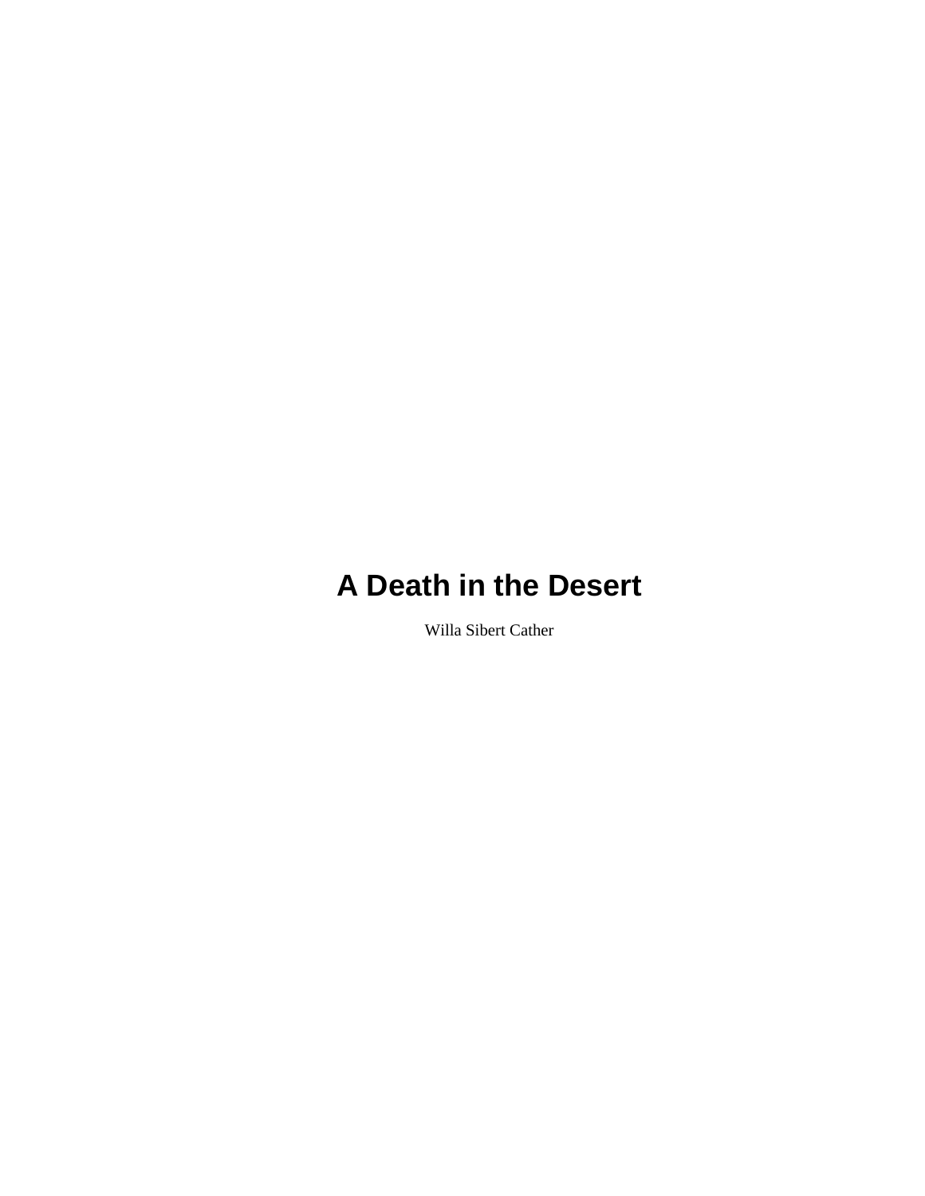# A Death in the Desert

Willa Sibert Cather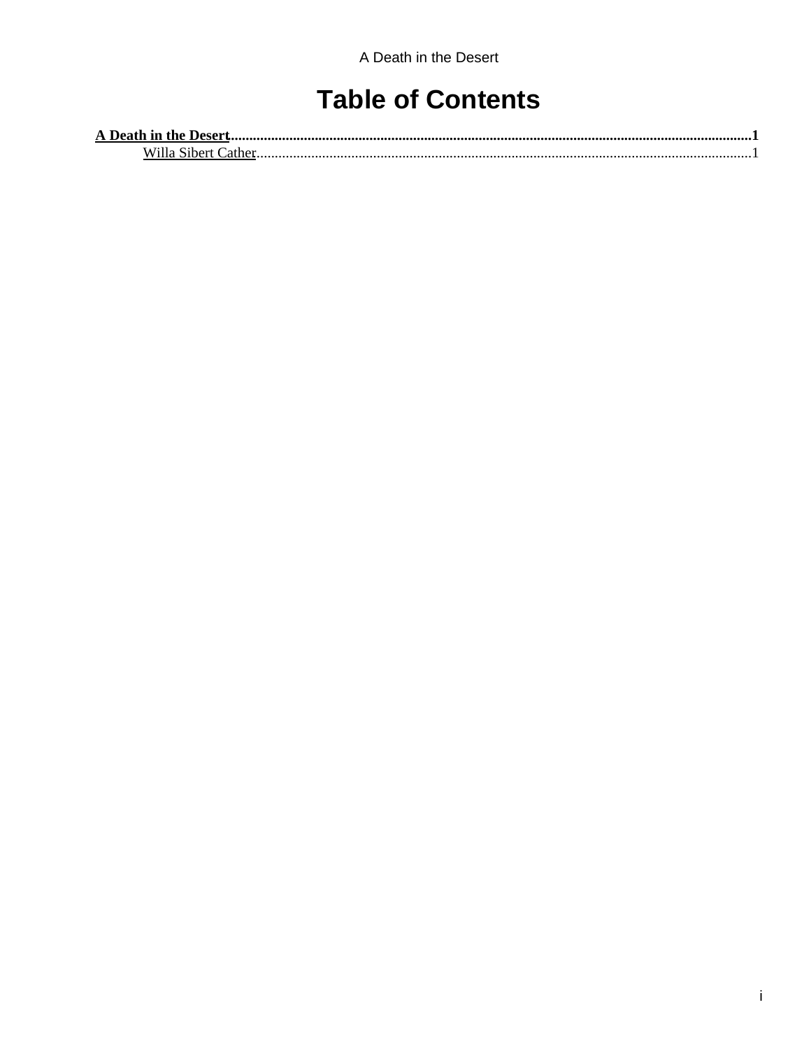# Table of Contents

**A Death in the Desert** .......... **1**

 Willa Sibert Cather .......... 1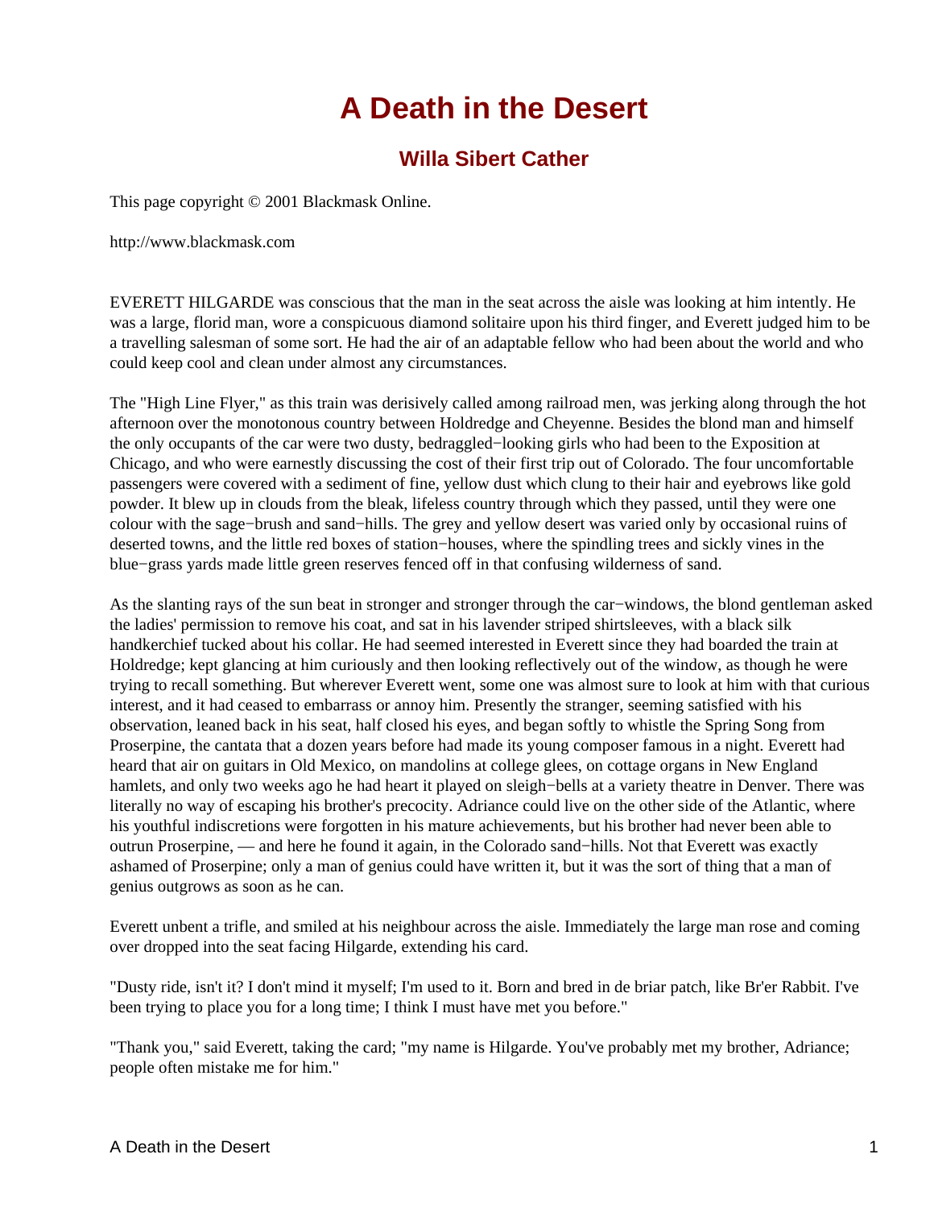# A Death in the Desert

## Willa Sibert Cather

This page copyright © 2001 Blackmask Online.

http://www.blackmask.com

EVERETT HILGARDE was conscious that the man in the seat across the aisle was looking at him intently. He was a large, florid man, wore a conspicuous diamond solitaire upon his third finger, and Everett judged him to be a travelling salesman of some sort. He had the air of an adaptable fellow who had been about the world and who could keep cool and clean under almost any circumstances.

The "High Line Flyer," as this train was derisively called among railroad men, was jerking along through the hot afternoon over the monotonous country between Holdredge and Cheyenne. Besides the blond man and himself the only occupants of the car were two dusty, bedraggled−looking girls who had been to the Exposition at Chicago, and who were earnestly discussing the cost of their first trip out of Colorado. The four uncomfortable passengers were covered with a sediment of fine, yellow dust which clung to their hair and eyebrows like gold powder. It blew up in clouds from the bleak, lifeless country through which they passed, until they were one colour with the sage−brush and sand−hills. The grey and yellow desert was varied only by occasional ruins of deserted towns, and the little red boxes of station−houses, where the spindling trees and sickly vines in the blue−grass yards made little green reserves fenced off in that confusing wilderness of sand.

As the slanting rays of the sun beat in stronger and stronger through the car−windows, the blond gentleman asked the ladies' permission to remove his coat, and sat in his lavender striped shirtsleeves, with a black silk handkerchief tucked about his collar. He had seemed interested in Everett since they had boarded the train at Holdredge; kept glancing at him curiously and then looking reflectively out of the window, as though he were trying to recall something. But wherever Everett went, some one was almost sure to look at him with that curious interest, and it had ceased to embarrass or annoy him. Presently the stranger, seeming satisfied with his observation, leaned back in his seat, half closed his eyes, and began softly to whistle the Spring Song from Proserpine, the cantata that a dozen years before had made its young composer famous in a night. Everett had heard that air on guitars in Old Mexico, on mandolins at college glees, on cottage organs in New England hamlets, and only two weeks ago he had heart it played on sleigh−bells at a variety theatre in Denver. There was literally no way of escaping his brother's precocity. Adriance could live on the other side of the Atlantic, where his youthful indiscretions were forgotten in his mature achievements, but his brother had never been able to outrun Proserpine, — and here he found it again, in the Colorado sand−hills. Not that Everett was exactly ashamed of Proserpine; only a man of genius could have written it, but it was the sort of thing that a man of genius outgrows as soon as he can.

Everett unbent a trifle, and smiled at his neighbour across the aisle. Immediately the large man rose and coming over dropped into the seat facing Hilgarde, extending his card.

"Dusty ride, isn't it? I don't mind it myself; I'm used to it. Born and bred in de briar patch, like Br'er Rabbit. I've been trying to place you for a long time; I think I must have met you before."

"Thank you," said Everett, taking the card; "my name is Hilgarde. You've probably met my brother, Adriance; people often mistake me for him."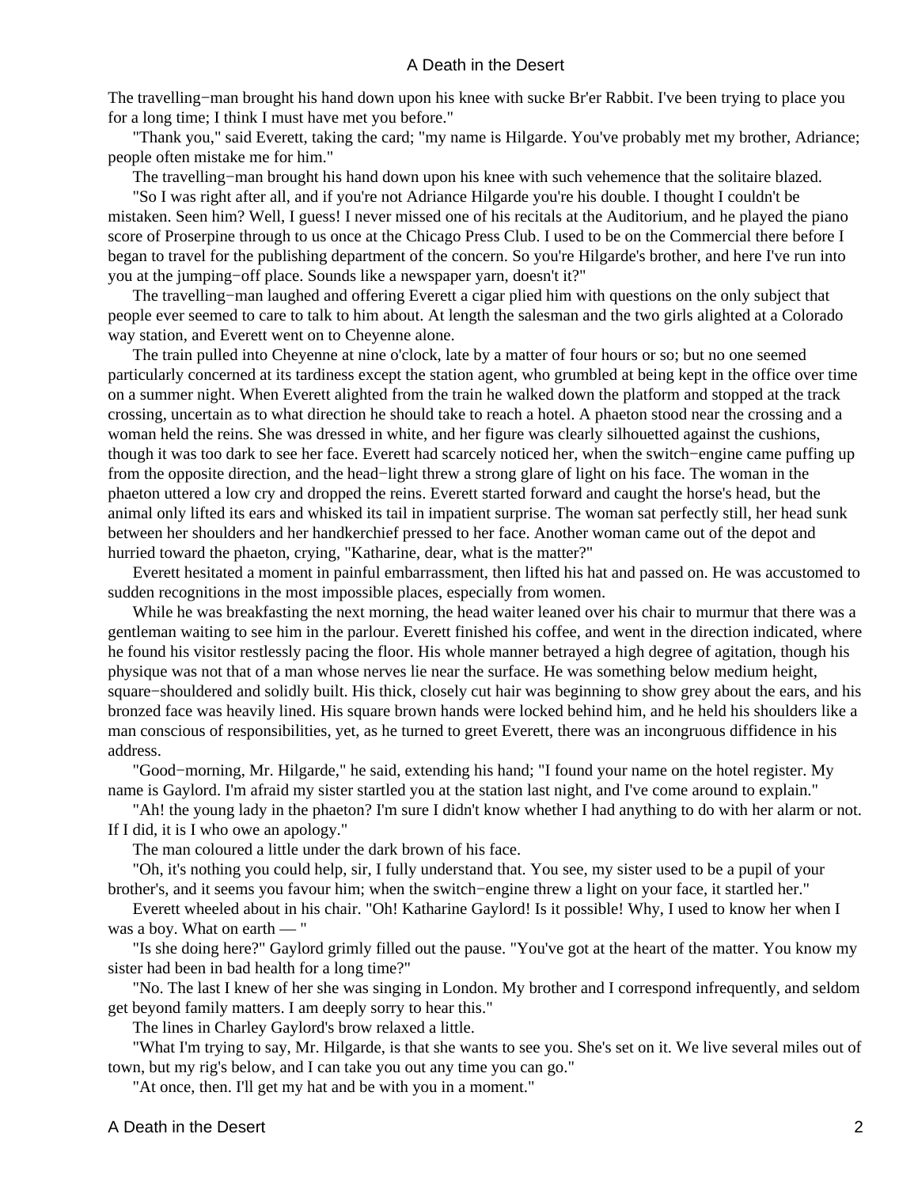The travelling−man brought his hand down upon his knee with sucke Br'er Rabbit. I've been trying to place you for a long time; I think I must have met you before."

"Thank you," said Everett, taking the card; "my name is Hilgarde. You've probably met my brother, Adriance; people often mistake me for him."

The travelling−man brought his hand down upon his knee with such vehemence that the solitaire blazed.

"So I was right after all, and if you're not Adriance Hilgarde you're his double. I thought I couldn't be mistaken. Seen him? Well, I guess! I never missed one of his recitals at the Auditorium, and he played the piano score of Proserpine through to us once at the Chicago Press Club. I used to be on the Commercial there before I began to travel for the publishing department of the concern. So you're Hilgarde's brother, and here I've run into you at the jumping−off place. Sounds like a newspaper yarn, doesn't it?"

The travelling−man laughed and offering Everett a cigar plied him with questions on the only subject that people ever seemed to care to talk to him about. At length the salesman and the two girls alighted at a Colorado way station, and Everett went on to Cheyenne alone.

The train pulled into Cheyenne at nine o'clock, late by a matter of four hours or so; but no one seemed particularly concerned at its tardiness except the station agent, who grumbled at being kept in the office over time on a summer night. When Everett alighted from the train he walked down the platform and stopped at the track crossing, uncertain as to what direction he should take to reach a hotel. A phaeton stood near the crossing and a woman held the reins. She was dressed in white, and her figure was clearly silhouetted against the cushions, though it was too dark to see her face. Everett had scarcely noticed her, when the switch−engine came puffing up from the opposite direction, and the head−light threw a strong glare of light on his face. The woman in the phaeton uttered a low cry and dropped the reins. Everett started forward and caught the horse's head, but the animal only lifted its ears and whisked its tail in impatient surprise. The woman sat perfectly still, her head sunk between her shoulders and her handkerchief pressed to her face. Another woman came out of the depot and hurried toward the phaeton, crying, "Katharine, dear, what is the matter?"

Everett hesitated a moment in painful embarrassment, then lifted his hat and passed on. He was accustomed to sudden recognitions in the most impossible places, especially from women.

While he was breakfasting the next morning, the head waiter leaned over his chair to murmur that there was a gentleman waiting to see him in the parlour. Everett finished his coffee, and went in the direction indicated, where he found his visitor restlessly pacing the floor. His whole manner betrayed a high degree of agitation, though his physique was not that of a man whose nerves lie near the surface. He was something below medium height, square−shouldered and solidly built. His thick, closely cut hair was beginning to show grey about the ears, and his bronzed face was heavily lined. His square brown hands were locked behind him, and he held his shoulders like a man conscious of responsibilities, yet, as he turned to greet Everett, there was an incongruous diffidence in his address.

"Good−morning, Mr. Hilgarde," he said, extending his hand; "I found your name on the hotel register. My name is Gaylord. I'm afraid my sister startled you at the station last night, and I've come around to explain."

"Ah! the young lady in the phaeton? I'm sure I didn't know whether I had anything to do with her alarm or not. If I did, it is I who owe an apology."

The man coloured a little under the dark brown of his face.

"Oh, it's nothing you could help, sir, I fully understand that. You see, my sister used to be a pupil of your brother's, and it seems you favour him; when the switch−engine threw a light on your face, it startled her."

Everett wheeled about in his chair. "Oh! Katharine Gaylord! Is it possible! Why, I used to know her when I was a boy. What on earth — "

"Is she doing here?" Gaylord grimly filled out the pause. "You've got at the heart of the matter. You know my sister had been in bad health for a long time?"

"No. The last I knew of her she was singing in London. My brother and I correspond infrequently, and seldom get beyond family matters. I am deeply sorry to hear this."

The lines in Charley Gaylord's brow relaxed a little.

"What I'm trying to say, Mr. Hilgarde, is that she wants to see you. She's set on it. We live several miles out of town, but my rig's below, and I can take you out any time you can go."

"At once, then. I'll get my hat and be with you in a moment."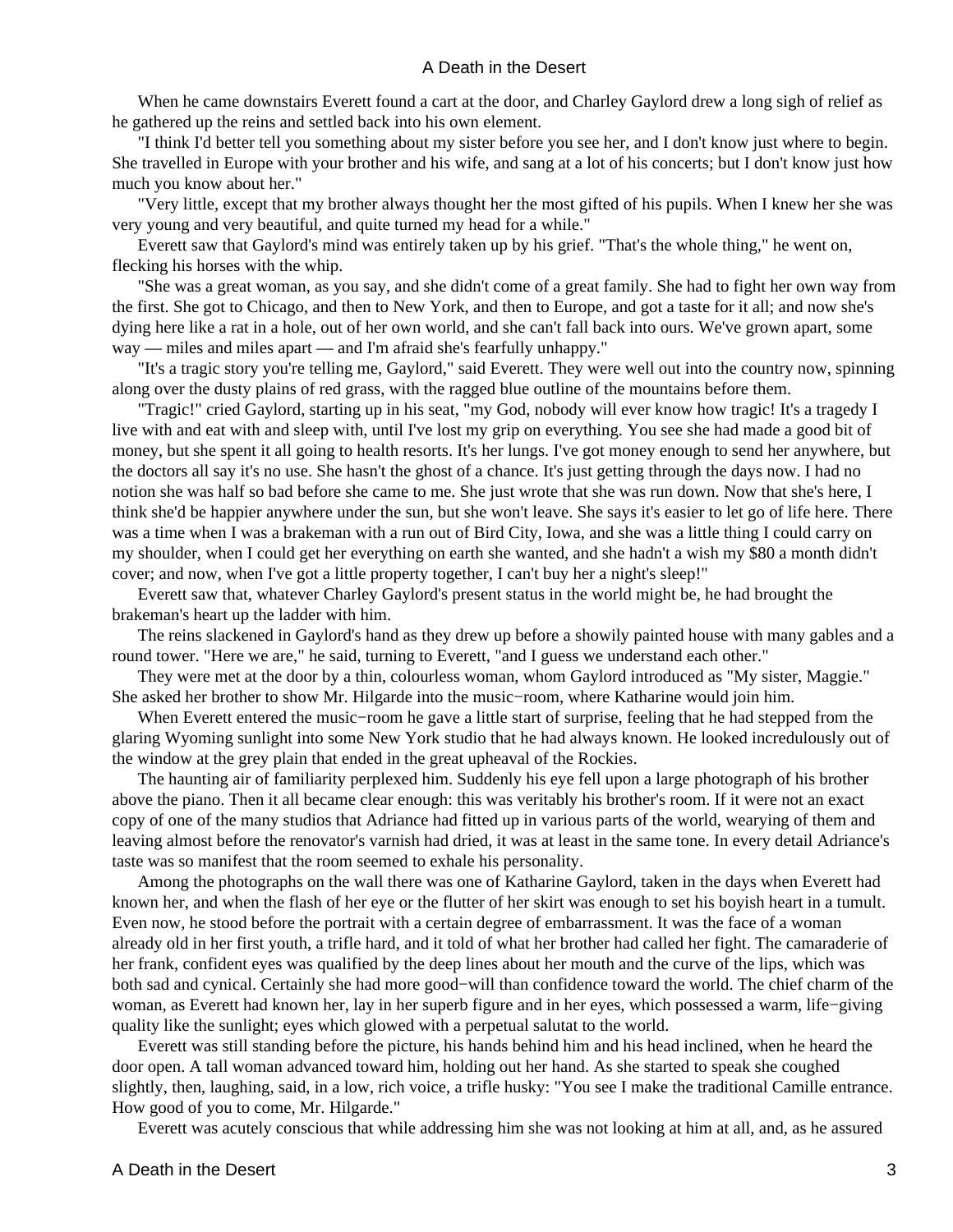When he came downstairs Everett found a cart at the door, and Charley Gaylord drew a long sigh of relief as he gathered up the reins and settled back into his own element.

"I think I'd better tell you something about my sister before you see her, and I don't know just where to begin. She travelled in Europe with your brother and his wife, and sang at a lot of his concerts; but I don't know just how much you know about her."

"Very little, except that my brother always thought her the most gifted of his pupils. When I knew her she was very young and very beautiful, and quite turned my head for a while."

Everett saw that Gaylord's mind was entirely taken up by his grief. "That's the whole thing," he went on, flecking his horses with the whip.

"She was a great woman, as you say, and she didn't come of a great family. She had to fight her own way from the first. She got to Chicago, and then to New York, and then to Europe, and got a taste for it all; and now she's dying here like a rat in a hole, out of her own world, and she can't fall back into ours. We've grown apart, some way — miles and miles apart — and I'm afraid she's fearfully unhappy."

"It's a tragic story you're telling me, Gaylord," said Everett. They were well out into the country now, spinning along over the dusty plains of red grass, with the ragged blue outline of the mountains before them.

"Tragic!" cried Gaylord, starting up in his seat, "my God, nobody will ever know how tragic! It's a tragedy I live with and eat with and sleep with, until I've lost my grip on everything. You see she had made a good bit of money, but she spent it all going to health resorts. It's her lungs. I've got money enough to send her anywhere, but the doctors all say it's no use. She hasn't the ghost of a chance. It's just getting through the days now. I had no notion she was half so bad before she came to me. She just wrote that she was run down. Now that she's here, I think she'd be happier anywhere under the sun, but she won't leave. She says it's easier to let go of life here. There was a time when I was a brakeman with a run out of Bird City, Iowa, and she was a little thing I could carry on my shoulder, when I could get her everything on earth she wanted, and she hadn't a wish my $80 a month didn't cover; and now, when I've got a little property together, I can't buy her a night's sleep!"

Everett saw that, whatever Charley Gaylord's present status in the world might be, he had brought the brakeman's heart up the ladder with him.

The reins slackened in Gaylord's hand as they drew up before a showily painted house with many gables and a round tower. "Here we are," he said, turning to Everett, "and I guess we understand each other."

They were met at the door by a thin, colourless woman, whom Gaylord introduced as "My sister, Maggie." She asked her brother to show Mr. Hilgarde into the music−room, where Katharine would join him.

When Everett entered the music−room he gave a little start of surprise, feeling that he had stepped from the glaring Wyoming sunlight into some New York studio that he had always known. He looked incredulously out of the window at the grey plain that ended in the great upheaval of the Rockies.

The haunting air of familiarity perplexed him. Suddenly his eye fell upon a large photograph of his brother above the piano. Then it all became clear enough: this was veritably his brother's room. If it were not an exact copy of one of the many studios that Adriance had fitted up in various parts of the world, wearying of them and leaving almost before the renovator's varnish had dried, it was at least in the same tone. In every detail Adriance's taste was so manifest that the room seemed to exhale his personality.

Among the photographs on the wall there was one of Katharine Gaylord, taken in the days when Everett had known her, and when the flash of her eye or the flutter of her skirt was enough to set his boyish heart in a tumult. Even now, he stood before the portrait with a certain degree of embarrassment. It was the face of a woman already old in her first youth, a trifle hard, and it told of what her brother had called her fight. The camaraderie of her frank, confident eyes was qualified by the deep lines about her mouth and the curve of the lips, which was both sad and cynical. Certainly she had more good−will than confidence toward the world. The chief charm of the woman, as Everett had known her, lay in her superb figure and in her eyes, which possessed a warm, life−giving quality like the sunlight; eyes which glowed with a perpetual salutat to the world.

Everett was still standing before the picture, his hands behind him and his head inclined, when he heard the door open. A tall woman advanced toward him, holding out her hand. As she started to speak she coughed slightly, then, laughing, said, in a low, rich voice, a trifle husky: "You see I make the traditional Camille entrance. How good of you to come, Mr. Hilgarde."

Everett was acutely conscious that while addressing him she was not looking at him at all, and, as he assured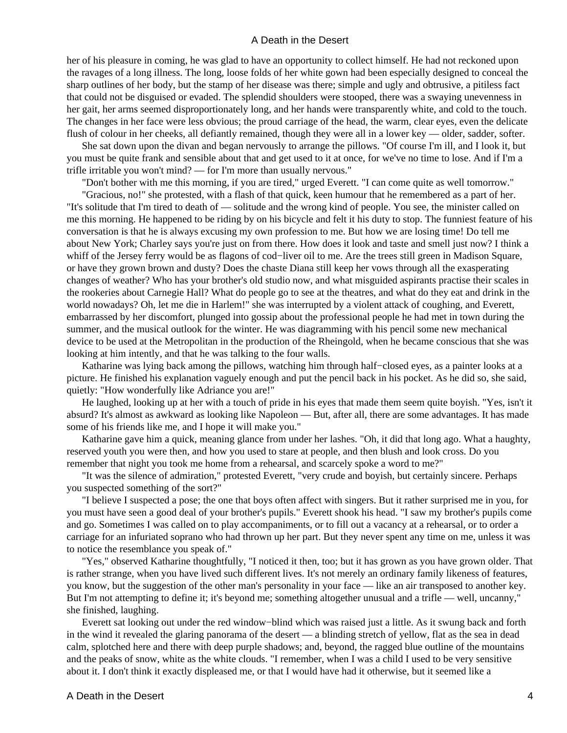her of his pleasure in coming, he was glad to have an opportunity to collect himself. He had not reckoned upon the ravages of a long illness. The long, loose folds of her white gown had been especially designed to conceal the sharp outlines of her body, but the stamp of her disease was there; simple and ugly and obtrusive, a pitiless fact that could not be disguised or evaded. The splendid shoulders were stooped, there was a swaying unevenness in her gait, her arms seemed disproportionately long, and her hands were transparently white, and cold to the touch. The changes in her face were less obvious; the proud carriage of the head, the warm, clear eyes, even the delicate flush of colour in her cheeks, all defiantly remained, though they were all in a lower key — older, sadder, softer.

She sat down upon the divan and began nervously to arrange the pillows. "Of course I'm ill, and I look it, but you must be quite frank and sensible about that and get used to it at once, for we've no time to lose. And if I'm a trifle irritable you won't mind? — for I'm more than usually nervous."

"Don't bother with me this morning, if you are tired," urged Everett. "I can come quite as well tomorrow."

"Gracious, no!" she protested, with a flash of that quick, keen humour that he remembered as a part of her. "It's solitude that I'm tired to death of — solitude and the wrong kind of people. You see, the minister called on me this morning. He happened to be riding by on his bicycle and felt it his duty to stop. The funniest feature of his conversation is that he is always excusing my own profession to me. But how we are losing time! Do tell me about New York; Charley says you're just on from there. How does it look and taste and smell just now? I think a whiff of the Jersey ferry would be as flagons of cod−liver oil to me. Are the trees still green in Madison Square, or have they grown brown and dusty? Does the chaste Diana still keep her vows through all the exasperating changes of weather? Who has your brother's old studio now, and what misguided aspirants practise their scales in the rookeries about Carnegie Hall? What do people go to see at the theatres, and what do they eat and drink in the world nowadays? Oh, let me die in Harlem!" she was interrupted by a violent attack of coughing, and Everett, embarrassed by her discomfort, plunged into gossip about the professional people he had met in town during the summer, and the musical outlook for the winter. He was diagramming with his pencil some new mechanical device to be used at the Metropolitan in the production of the Rheingold, when he became conscious that she was looking at him intently, and that he was talking to the four walls.

Katharine was lying back among the pillows, watching him through half−closed eyes, as a painter looks at a picture. He finished his explanation vaguely enough and put the pencil back in his pocket. As he did so, she said, quietly: "How wonderfully like Adriance you are!"

He laughed, looking up at her with a touch of pride in his eyes that made them seem quite boyish. "Yes, isn't it absurd? It's almost as awkward as looking like Napoleon — But, after all, there are some advantages. It has made some of his friends like me, and I hope it will make you."

Katharine gave him a quick, meaning glance from under her lashes. "Oh, it did that long ago. What a haughty, reserved youth you were then, and how you used to stare at people, and then blush and look cross. Do you remember that night you took me home from a rehearsal, and scarcely spoke a word to me?"

"It was the silence of admiration," protested Everett, "very crude and boyish, but certainly sincere. Perhaps you suspected something of the sort?"

"I believe I suspected a pose; the one that boys often affect with singers. But it rather surprised me in you, for you must have seen a good deal of your brother's pupils." Everett shook his head. "I saw my brother's pupils come and go. Sometimes I was called on to play accompaniments, or to fill out a vacancy at a rehearsal, or to order a carriage for an infuriated soprano who had thrown up her part. But they never spent any time on me, unless it was to notice the resemblance you speak of."

"Yes," observed Katharine thoughtfully, "I noticed it then, too; but it has grown as you have grown older. That is rather strange, when you have lived such different lives. It's not merely an ordinary family likeness of features, you know, but the suggestion of the other man's personality in your face — like an air transposed to another key. But I'm not attempting to define it; it's beyond me; something altogether unusual and a trifle — well, uncanny," she finished, laughing.

Everett sat looking out under the red window−blind which was raised just a little. As it swung back and forth in the wind it revealed the glaring panorama of the desert — a blinding stretch of yellow, flat as the sea in dead calm, splotched here and there with deep purple shadows; and, beyond, the ragged blue outline of the mountains and the peaks of snow, white as the white clouds. "I remember, when I was a child I used to be very sensitive about it. I don't think it exactly displeased me, or that I would have had it otherwise, but it seemed like a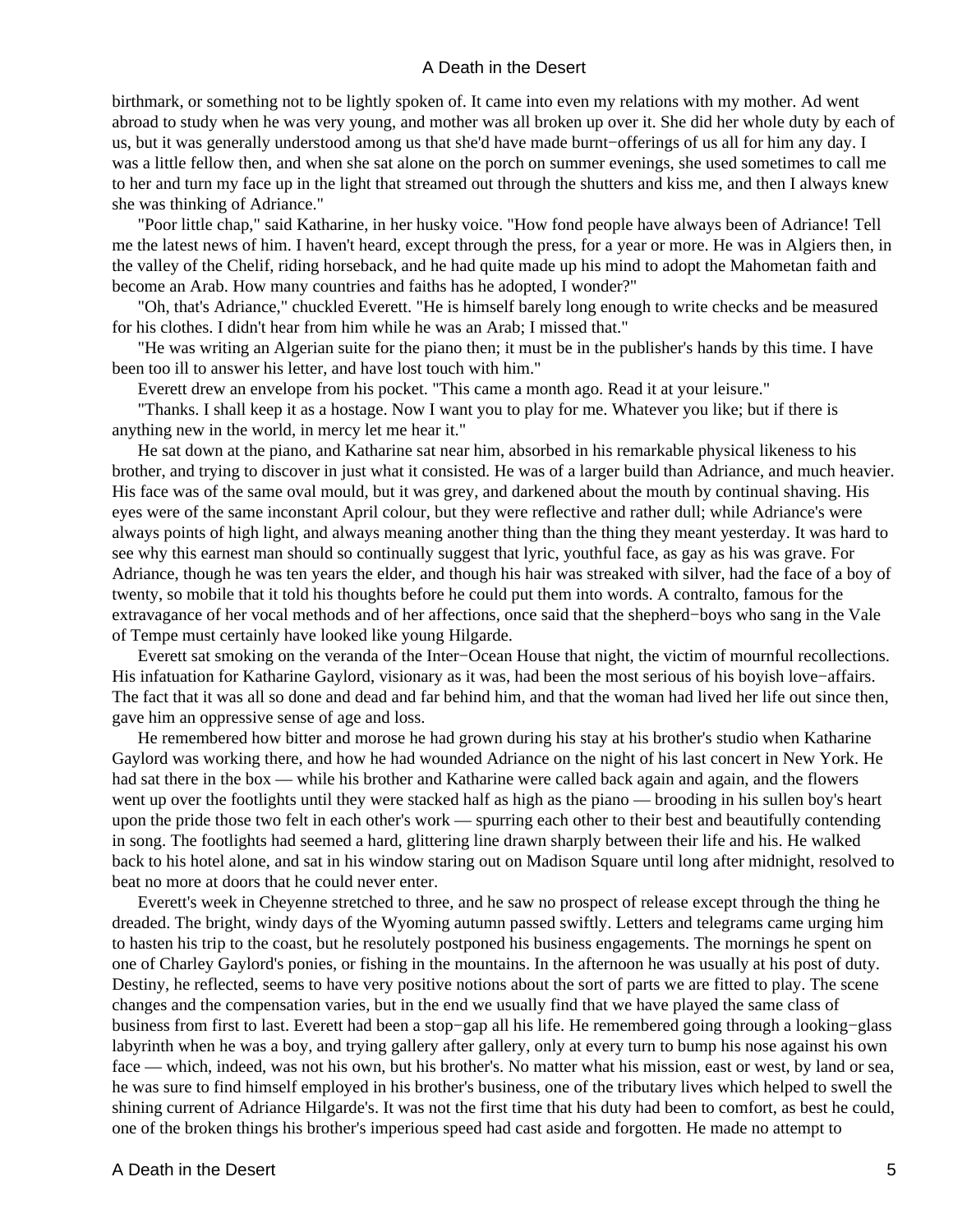birthmark, or something not to be lightly spoken of. It came into even my relations with my mother. Ad went abroad to study when he was very young, and mother was all broken up over it. She did her whole duty by each of us, but it was generally understood among us that she'd have made burnt−offerings of us all for him any day. I was a little fellow then, and when she sat alone on the porch on summer evenings, she used sometimes to call me to her and turn my face up in the light that streamed out through the shutters and kiss me, and then I always knew she was thinking of Adriance."

"Poor little chap," said Katharine, in her husky voice. "How fond people have always been of Adriance! Tell me the latest news of him. I haven't heard, except through the press, for a year or more. He was in Algiers then, in the valley of the Chelif, riding horseback, and he had quite made up his mind to adopt the Mahometan faith and become an Arab. How many countries and faiths has he adopted, I wonder?"

"Oh, that's Adriance," chuckled Everett. "He is himself barely long enough to write checks and be measured for his clothes. I didn't hear from him while he was an Arab; I missed that."

"He was writing an Algerian suite for the piano then; it must be in the publisher's hands by this time. I have been too ill to answer his letter, and have lost touch with him."

Everett drew an envelope from his pocket. "This came a month ago. Read it at your leisure."

"Thanks. I shall keep it as a hostage. Now I want you to play for me. Whatever you like; but if there is anything new in the world, in mercy let me hear it."

He sat down at the piano, and Katharine sat near him, absorbed in his remarkable physical likeness to his brother, and trying to discover in just what it consisted. He was of a larger build than Adriance, and much heavier. His face was of the same oval mould, but it was grey, and darkened about the mouth by continual shaving. His eyes were of the same inconstant April colour, but they were reflective and rather dull; while Adriance's were always points of high light, and always meaning another thing than the thing they meant yesterday. It was hard to see why this earnest man should so continually suggest that lyric, youthful face, as gay as his was grave. For Adriance, though he was ten years the elder, and though his hair was streaked with silver, had the face of a boy of twenty, so mobile that it told his thoughts before he could put them into words. A contralto, famous for the extravagance of her vocal methods and of her affections, once said that the shepherd−boys who sang in the Vale of Tempe must certainly have looked like young Hilgarde.

Everett sat smoking on the veranda of the Inter−Ocean House that night, the victim of mournful recollections. His infatuation for Katharine Gaylord, visionary as it was, had been the most serious of his boyish love−affairs. The fact that it was all so done and dead and far behind him, and that the woman had lived her life out since then, gave him an oppressive sense of age and loss.

He remembered how bitter and morose he had grown during his stay at his brother's studio when Katharine Gaylord was working there, and how he had wounded Adriance on the night of his last concert in New York. He had sat there in the box — while his brother and Katharine were called back again and again, and the flowers went up over the footlights until they were stacked half as high as the piano — brooding in his sullen boy's heart upon the pride those two felt in each other's work — spurring each other to their best and beautifully contending in song. The footlights had seemed a hard, glittering line drawn sharply between their life and his. He walked back to his hotel alone, and sat in his window staring out on Madison Square until long after midnight, resolved to beat no more at doors that he could never enter.

Everett's week in Cheyenne stretched to three, and he saw no prospect of release except through the thing he dreaded. The bright, windy days of the Wyoming autumn passed swiftly. Letters and telegrams came urging him to hasten his trip to the coast, but he resolutely postponed his business engagements. The mornings he spent on one of Charley Gaylord's ponies, or fishing in the mountains. In the afternoon he was usually at his post of duty. Destiny, he reflected, seems to have very positive notions about the sort of parts we are fitted to play. The scene changes and the compensation varies, but in the end we usually find that we have played the same class of business from first to last. Everett had been a stop−gap all his life. He remembered going through a looking−glass labyrinth when he was a boy, and trying gallery after gallery, only at every turn to bump his nose against his own face — which, indeed, was not his own, but his brother's. No matter what his mission, east or west, by land or sea, he was sure to find himself employed in his brother's business, one of the tributary lives which helped to swell the shining current of Adriance Hilgarde's. It was not the first time that his duty had been to comfort, as best he could, one of the broken things his brother's imperious speed had cast aside and forgotten. He made no attempt to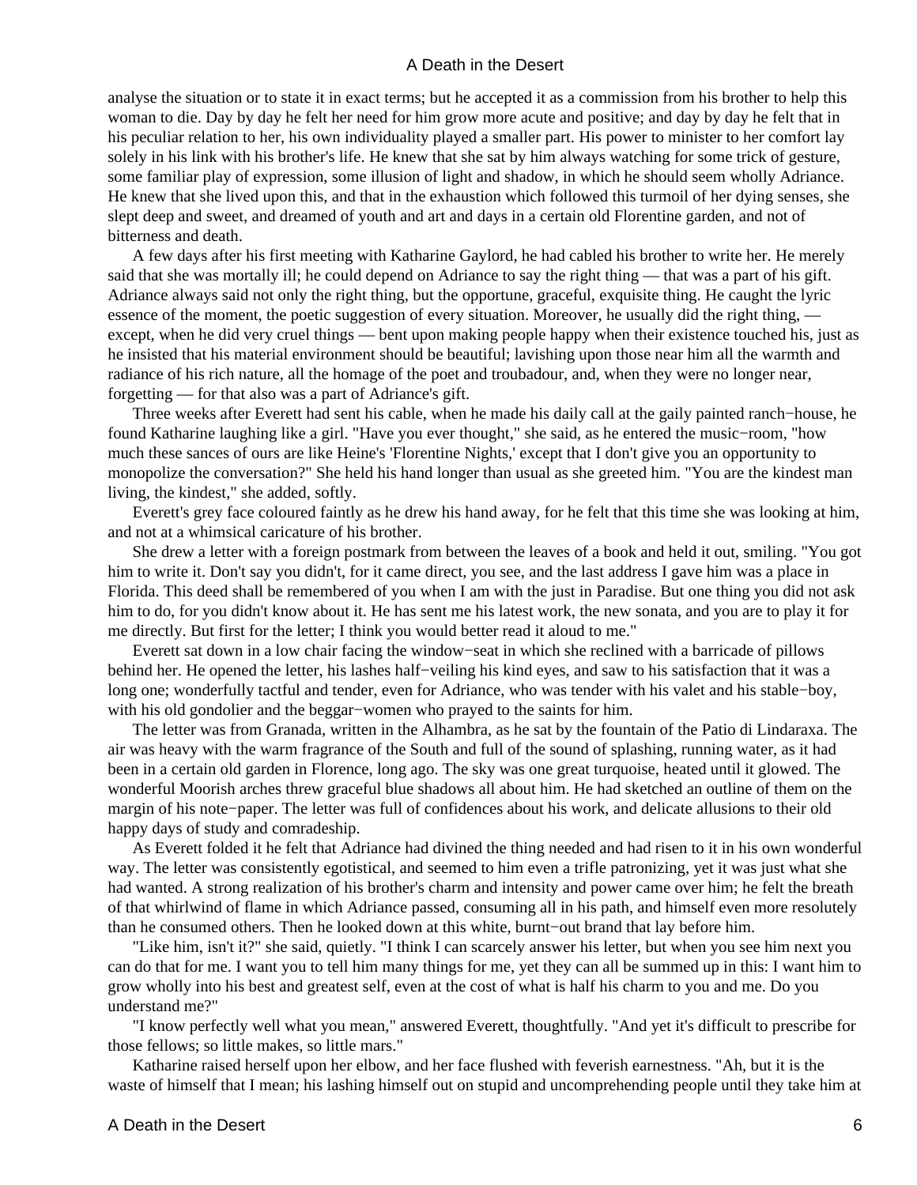analyse the situation or to state it in exact terms; but he accepted it as a commission from his brother to help this woman to die. Day by day he felt her need for him grow more acute and positive; and day by day he felt that in his peculiar relation to her, his own individuality played a smaller part. His power to minister to her comfort lay solely in his link with his brother's life. He knew that she sat by him always watching for some trick of gesture, some familiar play of expression, some illusion of light and shadow, in which he should seem wholly Adriance. He knew that she lived upon this, and that in the exhaustion which followed this turmoil of her dying senses, she slept deep and sweet, and dreamed of youth and art and days in a certain old Florentine garden, and not of bitterness and death.

A few days after his first meeting with Katharine Gaylord, he had cabled his brother to write her. He merely said that she was mortally ill; he could depend on Adriance to say the right thing — that was a part of his gift. Adriance always said not only the right thing, but the opportune, graceful, exquisite thing. He caught the lyric essence of the moment, the poetic suggestion of every situation. Moreover, he usually did the right thing, — except, when he did very cruel things — bent upon making people happy when their existence touched his, just as he insisted that his material environment should be beautiful; lavishing upon those near him all the warmth and radiance of his rich nature, all the homage of the poet and troubadour, and, when they were no longer near, forgetting — for that also was a part of Adriance's gift.

Three weeks after Everett had sent his cable, when he made his daily call at the gaily painted ranch−house, he found Katharine laughing like a girl. "Have you ever thought," she said, as he entered the music−room, "how much these sances of ours are like Heine's 'Florentine Nights,' except that I don't give you an opportunity to monopolize the conversation?" She held his hand longer than usual as she greeted him. "You are the kindest man living, the kindest," she added, softly.

Everett's grey face coloured faintly as he drew his hand away, for he felt that this time she was looking at him, and not at a whimsical caricature of his brother.

She drew a letter with a foreign postmark from between the leaves of a book and held it out, smiling. "You got him to write it. Don't say you didn't, for it came direct, you see, and the last address I gave him was a place in Florida. This deed shall be remembered of you when I am with the just in Paradise. But one thing you did not ask him to do, for you didn't know about it. He has sent me his latest work, the new sonata, and you are to play it for me directly. But first for the letter; I think you would better read it aloud to me."

Everett sat down in a low chair facing the window−seat in which she reclined with a barricade of pillows behind her. He opened the letter, his lashes half−veiling his kind eyes, and saw to his satisfaction that it was a long one; wonderfully tactful and tender, even for Adriance, who was tender with his valet and his stable−boy, with his old gondolier and the beggar−women who prayed to the saints for him.

The letter was from Granada, written in the Alhambra, as he sat by the fountain of the Patio di Lindaraxa. The air was heavy with the warm fragrance of the South and full of the sound of splashing, running water, as it had been in a certain old garden in Florence, long ago. The sky was one great turquoise, heated until it glowed. The wonderful Moorish arches threw graceful blue shadows all about him. He had sketched an outline of them on the margin of his note−paper. The letter was full of confidences about his work, and delicate allusions to their old happy days of study and comradeship.

As Everett folded it he felt that Adriance had divined the thing needed and had risen to it in his own wonderful way. The letter was consistently egotistical, and seemed to him even a trifle patronizing, yet it was just what she had wanted. A strong realization of his brother's charm and intensity and power came over him; he felt the breath of that whirlwind of flame in which Adriance passed, consuming all in his path, and himself even more resolutely than he consumed others. Then he looked down at this white, burnt−out brand that lay before him.

"Like him, isn't it?" she said, quietly. "I think I can scarcely answer his letter, but when you see him next you can do that for me. I want you to tell him many things for me, yet they can all be summed up in this: I want him to grow wholly into his best and greatest self, even at the cost of what is half his charm to you and me. Do you understand me?"

"I know perfectly well what you mean," answered Everett, thoughtfully. "And yet it's difficult to prescribe for those fellows; so little makes, so little mars."

Katharine raised herself upon her elbow, and her face flushed with feverish earnestness. "Ah, but it is the waste of himself that I mean; his lashing himself out on stupid and uncomprehending people until they take him at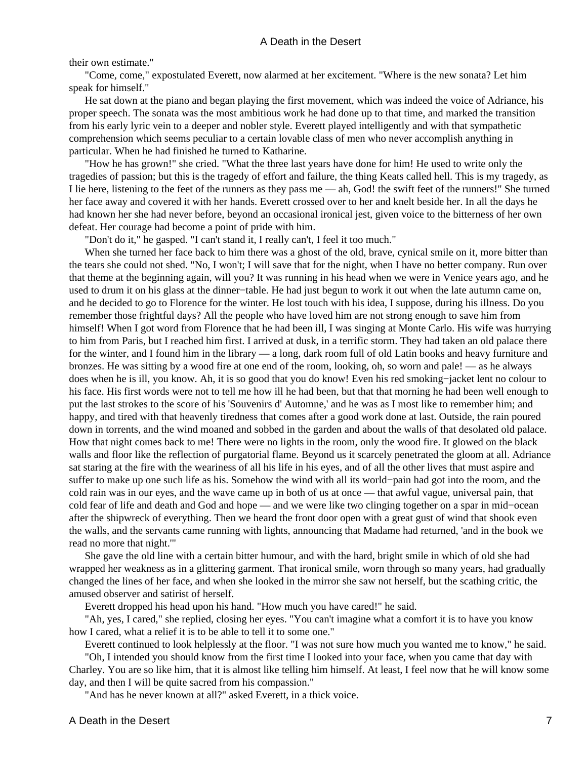their own estimate."

"Come, come," expostulated Everett, now alarmed at her excitement. "Where is the new sonata? Let him speak for himself."

He sat down at the piano and began playing the first movement, which was indeed the voice of Adriance, his proper speech. The sonata was the most ambitious work he had done up to that time, and marked the transition from his early lyric vein to a deeper and nobler style. Everett played intelligently and with that sympathetic comprehension which seems peculiar to a certain lovable class of men who never accomplish anything in particular. When he had finished he turned to Katharine.

"How he has grown!" she cried. "What the three last years have done for him! He used to write only the tragedies of passion; but this is the tragedy of effort and failure, the thing Keats called hell. This is my tragedy, as I lie here, listening to the feet of the runners as they pass me — ah, God! the swift feet of the runners!" She turned her face away and covered it with her hands. Everett crossed over to her and knelt beside her. In all the days he had known her she had never before, beyond an occasional ironical jest, given voice to the bitterness of her own defeat. Her courage had become a point of pride with him.

"Don't do it," he gasped. "I can't stand it, I really can't, I feel it too much."

When she turned her face back to him there was a ghost of the old, brave, cynical smile on it, more bitter than the tears she could not shed. "No, I won't; I will save that for the night, when I have no better company. Run over that theme at the beginning again, will you? It was running in his head when we were in Venice years ago, and he used to drum it on his glass at the dinner−table. He had just begun to work it out when the late autumn came on, and he decided to go to Florence for the winter. He lost touch with his idea, I suppose, during his illness. Do you remember those frightful days? All the people who have loved him are not strong enough to save him from himself! When I got word from Florence that he had been ill, I was singing at Monte Carlo. His wife was hurrying to him from Paris, but I reached him first. I arrived at dusk, in a terrific storm. They had taken an old palace there for the winter, and I found him in the library — a long, dark room full of old Latin books and heavy furniture and bronzes. He was sitting by a wood fire at one end of the room, looking, oh, so worn and pale! — as he always does when he is ill, you know. Ah, it is so good that you do know! Even his red smoking−jacket lent no colour to his face. His first words were not to tell me how ill he had been, but that that morning he had been well enough to put the last strokes to the score of his 'Souvenirs d' Automne,' and he was as I most like to remember him; and happy, and tired with that heavenly tiredness that comes after a good work done at last. Outside, the rain poured down in torrents, and the wind moaned and sobbed in the garden and about the walls of that desolated old palace. How that night comes back to me! There were no lights in the room, only the wood fire. It glowed on the black walls and floor like the reflection of purgatorial flame. Beyond us it scarcely penetrated the gloom at all. Adriance sat staring at the fire with the weariness of all his life in his eyes, and of all the other lives that must aspire and suffer to make up one such life as his. Somehow the wind with all its world−pain had got into the room, and the cold rain was in our eyes, and the wave came up in both of us at once — that awful vague, universal pain, that cold fear of life and death and God and hope — and we were like two clinging together on a spar in mid−ocean after the shipwreck of everything. Then we heard the front door open with a great gust of wind that shook even the walls, and the servants came running with lights, announcing that Madame had returned, 'and in the book we read no more that night.'"

She gave the old line with a certain bitter humour, and with the hard, bright smile in which of old she had wrapped her weakness as in a glittering garment. That ironical smile, worn through so many years, had gradually changed the lines of her face, and when she looked in the mirror she saw not herself, but the scathing critic, the amused observer and satirist of herself.

Everett dropped his head upon his hand. "How much you have cared!" he said.

"Ah, yes, I cared," she replied, closing her eyes. "You can't imagine what a comfort it is to have you know how I cared, what a relief it is to be able to tell it to some one."

Everett continued to look helplessly at the floor. "I was not sure how much you wanted me to know," he said.

"Oh, I intended you should know from the first time I looked into your face, when you came that day with Charley. You are so like him, that it is almost like telling him himself. At least, I feel now that he will know some day, and then I will be quite sacred from his compassion."

"And has he never known at all?" asked Everett, in a thick voice.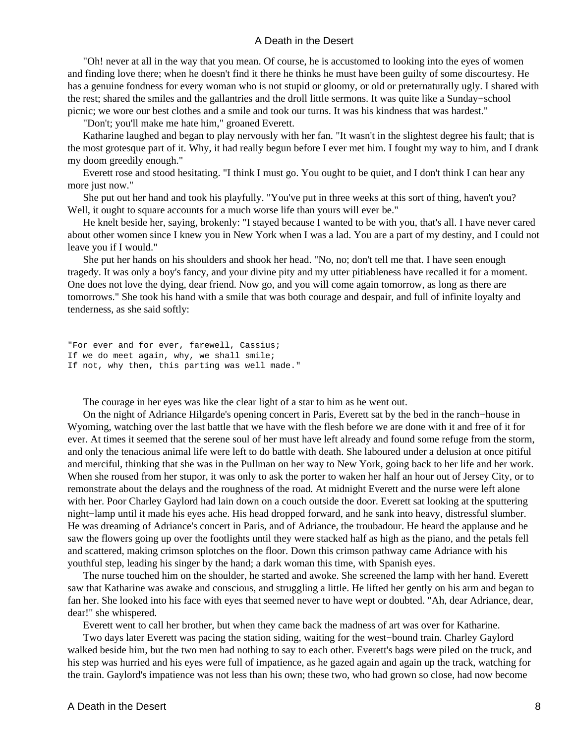"Oh! never at all in the way that you mean. Of course, he is accustomed to looking into the eyes of women and finding love there; when he doesn't find it there he thinks he must have been guilty of some discourtesy. He has a genuine fondness for every woman who is not stupid or gloomy, or old or preternaturally ugly. I shared with the rest; shared the smiles and the gallantries and the droll little sermons. It was quite like a Sunday−school picnic; we wore our best clothes and a smile and took our turns. It was his kindness that was hardest."

"Don't; you'll make me hate him," groaned Everett.

Katharine laughed and began to play nervously with her fan. "It wasn't in the slightest degree his fault; that is the most grotesque part of it. Why, it had really begun before I ever met him. I fought my way to him, and I drank my doom greedily enough."

Everett rose and stood hesitating. "I think I must go. You ought to be quiet, and I don't think I can hear any more just now."

She put out her hand and took his playfully. "You've put in three weeks at this sort of thing, haven't you? Well, it ought to square accounts for a much worse life than yours will ever be."

He knelt beside her, saying, brokenly: "I stayed because I wanted to be with you, that's all. I have never cared about other women since I knew you in New York when I was a lad. You are a part of my destiny, and I could not leave you if I would."

She put her hands on his shoulders and shook her head. "No, no; don't tell me that. I have seen enough tragedy. It was only a boy's fancy, and your divine pity and my utter pitiableness have recalled it for a moment. One does not love the dying, dear friend. Now go, and you will come again tomorrow, as long as there are tomorrows." She took his hand with a smile that was both courage and despair, and full of infinite loyalty and tenderness, as she said softly:

```
"For ever and for ever, farewell, Cassius;
If we do meet again, why, we shall smile;
If not, why then, this parting was well made."
```

The courage in her eyes was like the clear light of a star to him as he went out.

On the night of Adriance Hilgarde's opening concert in Paris, Everett sat by the bed in the ranch−house in Wyoming, watching over the last battle that we have with the flesh before we are done with it and free of it for ever. At times it seemed that the serene soul of her must have left already and found some refuge from the storm, and only the tenacious animal life were left to do battle with death. She laboured under a delusion at once pitiful and merciful, thinking that she was in the Pullman on her way to New York, going back to her life and her work. When she roused from her stupor, it was only to ask the porter to waken her half an hour out of Jersey City, or to remonstrate about the delays and the roughness of the road. At midnight Everett and the nurse were left alone with her. Poor Charley Gaylord had lain down on a couch outside the door. Everett sat looking at the sputtering night−lamp until it made his eyes ache. His head dropped forward, and he sank into heavy, distressful slumber. He was dreaming of Adriance's concert in Paris, and of Adriance, the troubadour. He heard the applause and he saw the flowers going up over the footlights until they were stacked half as high as the piano, and the petals fell and scattered, making crimson splotches on the floor. Down this crimson pathway came Adriance with his youthful step, leading his singer by the hand; a dark woman this time, with Spanish eyes.

The nurse touched him on the shoulder, he started and awoke. She screened the lamp with her hand. Everett saw that Katharine was awake and conscious, and struggling a little. He lifted her gently on his arm and began to fan her. She looked into his face with eyes that seemed never to have wept or doubted. "Ah, dear Adriance, dear, dear!" she whispered.

Everett went to call her brother, but when they came back the madness of art was over for Katharine.

Two days later Everett was pacing the station siding, waiting for the west−bound train. Charley Gaylord walked beside him, but the two men had nothing to say to each other. Everett's bags were piled on the truck, and his step was hurried and his eyes were full of impatience, as he gazed again and again up the track, watching for the train. Gaylord's impatience was not less than his own; these two, who had grown so close, had now become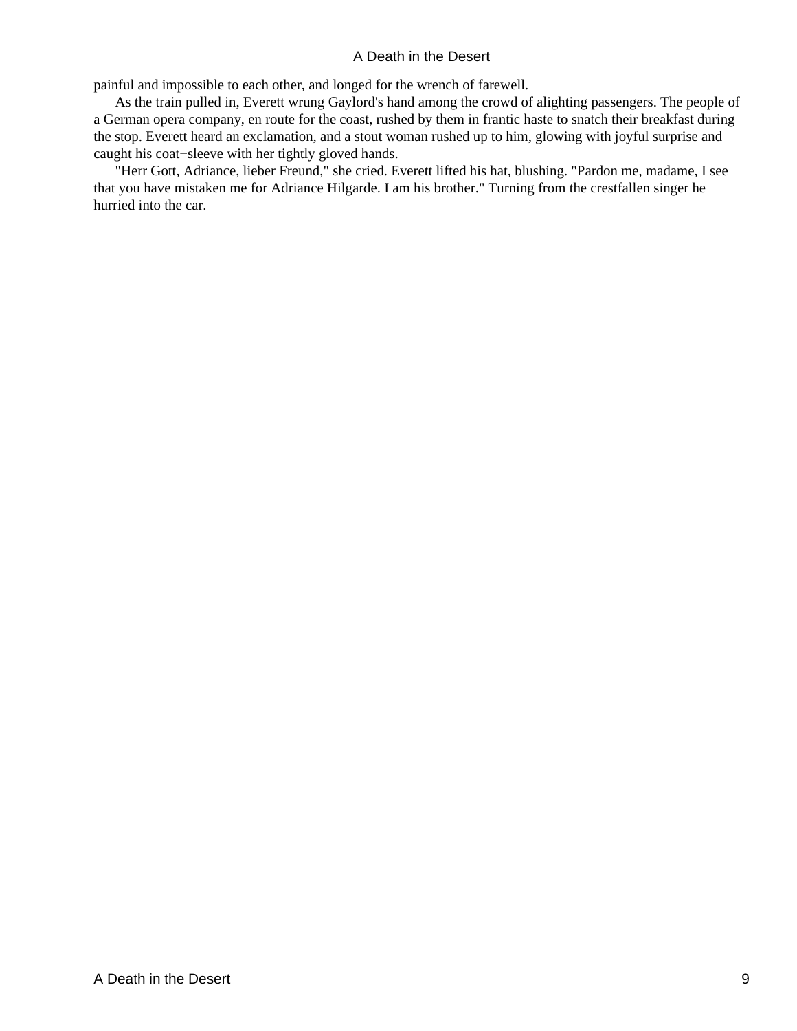painful and impossible to each other, and longed for the wrench of farewell.

As the train pulled in, Everett wrung Gaylord's hand among the crowd of alighting passengers. The people of a German opera company, en route for the coast, rushed by them in frantic haste to snatch their breakfast during the stop. Everett heard an exclamation, and a stout woman rushed up to him, glowing with joyful surprise and caught his coat−sleeve with her tightly gloved hands.

"Herr Gott, Adriance, lieber Freund," she cried. Everett lifted his hat, blushing. "Pardon me, madame, I see that you have mistaken me for Adriance Hilgarde. I am his brother." Turning from the crestfallen singer he hurried into the car.